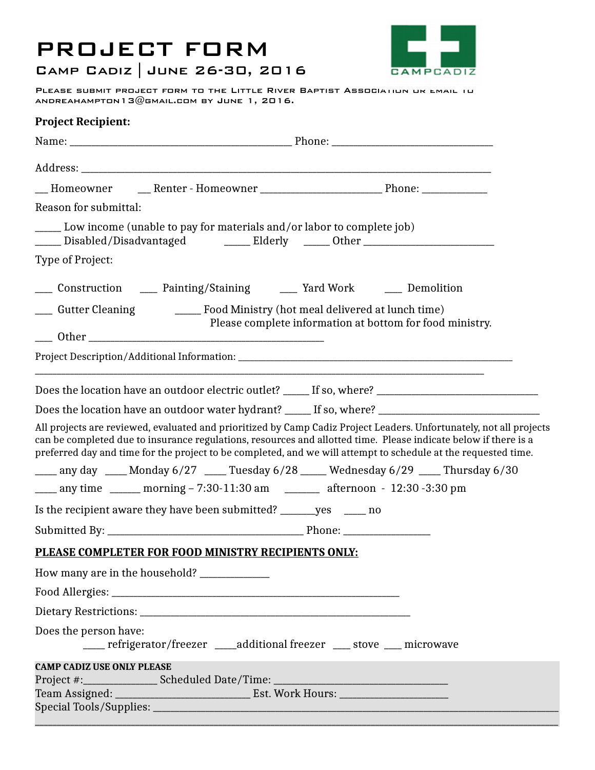# PROJECT FORM

## Camp Cadiz | June 26-30, 2016

CAMPCADIZ

Please submit project form to the Little River Baptist Association or email to andreahampton13@gmail.com by June 1, 2016.

**Project Recipient:**

Name: ____________________________________________ Phone: ________________________________

Address: _________________________________________________________________________________

___ Homeowner ___ Renter - Homeowner ________________________ Phone: _____________

Reason for submittal:

_____ Low income (unable to pay for materials and/or labor to complete job)
_____ Disabled/Disadvantaged _____ Elderly _____ Other ___________________________

Type of Project:

___ Construction ___ Painting/Staining ___ Yard Work ___ Demolition

___ Gutter Cleaning _____ Food Ministry (hot meal delivered at lunch time)
Please complete information at bottom for food ministry.

___ Other ______________________________________________

Project Description/Additional Information: ______________________________________________________
_________________________________________________________________________________________

Does the location have an outdoor electric outlet? _____ If so, where? ________________________________

Does the location have an outdoor water hydrant? _____ If so, where? ________________________________

All projects are reviewed, evaluated and prioritized by Camp Cadiz Project Leaders. Unfortunately, not all projects can be completed due to insurance regulations, resources and allotted time. Please indicate below if there is a preferred day and time for the project to be completed, and we will attempt to schedule at the requested time.

____ any day ____ Monday 6/27 ____ Tuesday 6/28 _____ Wednesday 6/29 ____ Thursday 6/30

____ any time ______ morning – 7:30-11:30 am _______ afternoon - 12:30 -3:30 pm

Is the recipient aware they have been submitted? _______yes ____ no

Submitted By: ______________________________________ Phone: _________________

**PLEASE COMPLETER FOR FOOD MINISTRY RECIPIENTS ONLY:**

How many are in the household? ______________

Food Allergies: ________________________________________________________

Dietary Restrictions: ____________________________________________________

Does the person have:
____ refrigerator/freezer ____additional freezer ___ stove ___ microwave

**CAMP CADIZ USE ONLY PLEASE**
Project #:______________ Scheduled Date/Time: __________________________________
Team Assigned: __________________________ Est. Work Hours: _____________________
Special Tools/Supplies: ____________________________________________________________
_________________________________________________________________________________________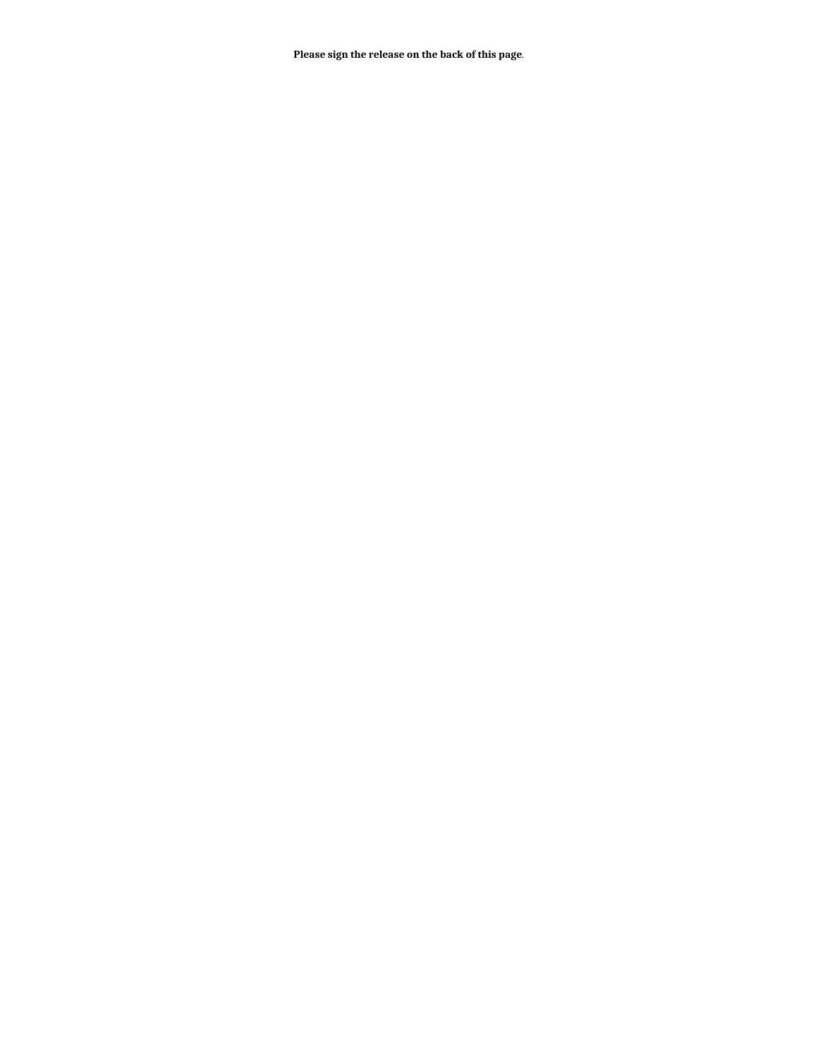**Please sign the release on the back of this page**.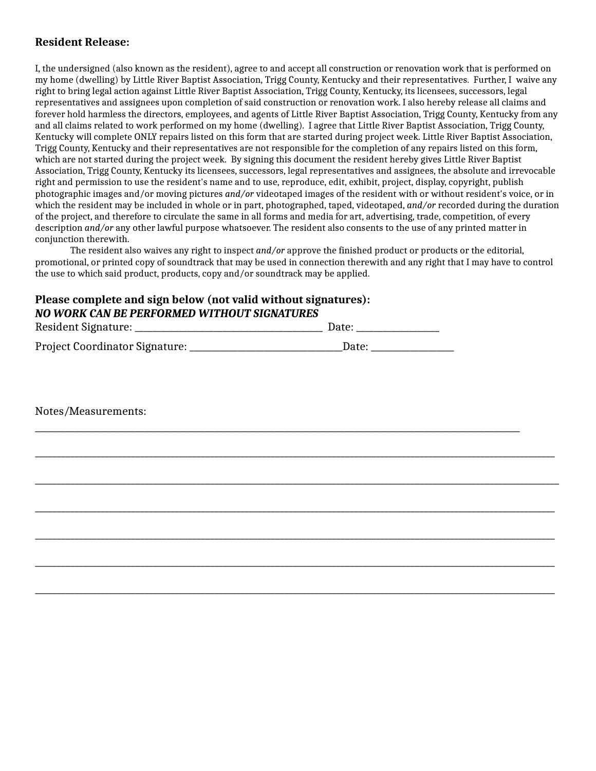**Resident Release:**

I, the undersigned (also known as the resident), agree to and accept all construction or renovation work that is performed on my home (dwelling) by Little River Baptist Association, Trigg County, Kentucky and their representatives. Further, I waive any right to bring legal action against Little River Baptist Association, Trigg County, Kentucky, its licensees, successors, legal representatives and assignees upon completion of said construction or renovation work. I also hereby release all claims and forever hold harmless the directors, employees, and agents of Little River Baptist Association, Trigg County, Kentucky from any and all claims related to work performed on my home (dwelling). I agree that Little River Baptist Association, Trigg County, Kentucky will complete ONLY repairs listed on this form that are started during project week. Little River Baptist Association, Trigg County, Kentucky and their representatives are not responsible for the completion of any repairs listed on this form, which are not started during the project week. By signing this document the resident hereby gives Little River Baptist Association, Trigg County, Kentucky its licensees, successors, legal representatives and assignees, the absolute and irrevocable right and permission to use the resident's name and to use, reproduce, edit, exhibit, project, display, copyright, publish photographic images and/or moving pictures *and/or* videotaped images of the resident with or without resident's voice, or in which the resident may be included in whole or in part, photographed, taped, videotaped, *and/or* recorded during the duration of the project, and therefore to circulate the same in all forms and media for art, advertising, trade, competition, of every description *and/or* any other lawful purpose whatsoever. The resident also consents to the use of any printed matter in conjunction therewith.

The resident also waives any right to inspect *and/or* approve the finished product or products or the editorial, promotional, or printed copy of soundtrack that may be used in connection therewith and any right that I may have to control the use to which said product, products, copy and/or soundtrack may be applied.

**Please complete and sign below (not valid without signatures):**
***NO WORK CAN BE PERFORMED WITHOUT SIGNATURES***

Resident Signature: ________________________________________ Date: __________________

Project Coordinator Signature: _________________________________Date: __________________

Notes/Measurements:

__________________________________________________________________________________________

__________________________________________________________________________________________

__________________________________________________________________________________________

__________________________________________________________________________________________

__________________________________________________________________________________________

__________________________________________________________________________________________

__________________________________________________________________________________________